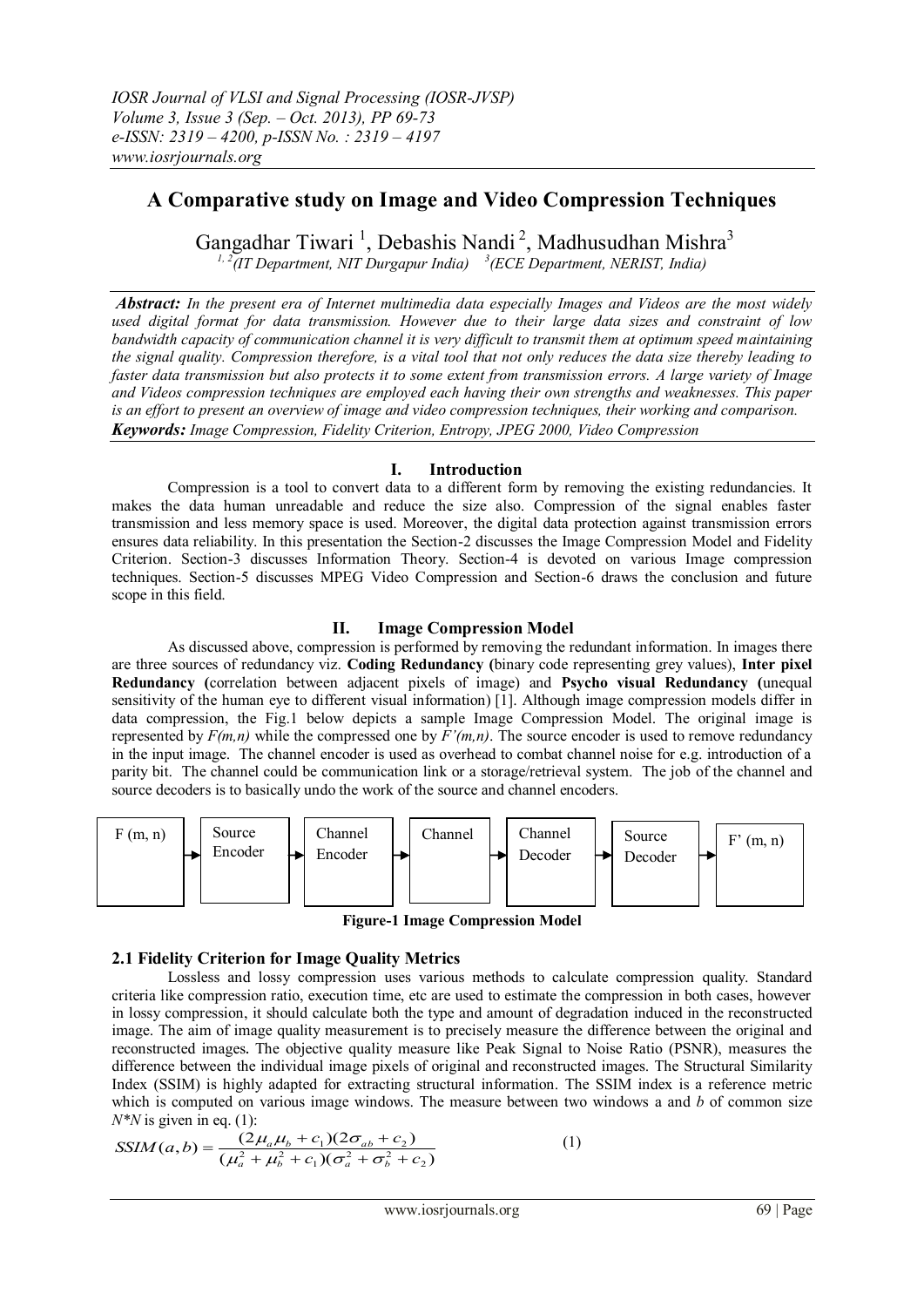# A Comparative study on Image and Video Compression Techniques

Gangadhar Tiwari [1], Debashis Nandi [2], Madhusudhan Mishra[3]

[1, 2](IT Department, NIT Durgapur India) [3](ECE Department, NERIST, India)

***Abstract:*** *In the present era of Internet multimedia data especially Images and Videos are the most widely used digital format for data transmission. However due to their large data sizes and constraint of low bandwidth capacity of communication channel it is very difficult to transmit them at optimum speed maintaining the signal quality. Compression therefore, is a vital tool that not only reduces the data size thereby leading to faster data transmission but also protects it to some extent from transmission errors. A large variety of Image and Videos compression techniques are employed each having their own strengths and weaknesses. This paper is an effort to present an overview of image and video compression techniques, their working and comparison.*

***Keywords:*** *Image Compression, Fidelity Criterion, Entropy, JPEG 2000, Video Compression*

## I. Introduction

Compression is a tool to convert data to a different form by removing the existing redundancies. It makes the data human unreadable and reduce the size also. Compression of the signal enables faster transmission and less memory space is used. Moreover, the digital data protection against transmission errors ensures data reliability. In this presentation the Section-2 discusses the Image Compression Model and Fidelity Criterion. Section-3 discusses Information Theory. Section-4 is devoted on various Image compression techniques. Section-5 discusses MPEG Video Compression and Section-6 draws the conclusion and future scope in this field.

## II. Image Compression Model

As discussed above, compression is performed by removing the redundant information. In images there are three sources of redundancy viz. **Coding Redundancy (**binary code representing grey values), **Inter pixel Redundancy (**correlation between adjacent pixels of image) and **Psycho visual Redundancy (**unequal sensitivity of the human eye to different visual information) [1]. Although image compression models differ in data compression, the Fig.1 below depicts a sample Image Compression Model. The original image is represented by *F(m,n)* while the compressed one by *F'(m,n)*. The source encoder is used to remove redundancy in the input image. The channel encoder is used as overhead to combat channel noise for e.g. introduction of a parity bit. The channel could be communication link or a storage/retrieval system. The job of the channel and source decoders is to basically undo the work of the source and channel encoders.

F (m, n) → Source Encoder → Channel Encoder → Channel → Channel Decoder → Source Decoder → F' (m, n)

**Figure-1 Image Compression Model**

### 2.1 Fidelity Criterion for Image Quality Metrics

Lossless and lossy compression uses various methods to calculate compression quality. Standard criteria like compression ratio, execution time, etc are used to estimate the compression in both cases, however in lossy compression, it should calculate both the type and amount of degradation induced in the reconstructed image. The aim of image quality measurement is to precisely measure the difference between the original and reconstructed images. The objective quality measure like Peak Signal to Noise Ratio (PSNR), measures the difference between the individual image pixels of original and reconstructed images. The Structural Similarity Index (SSIM) is highly adapted for extracting structural information. The SSIM index is a reference metric which is computed on various image windows. The measure between two windows a and *b* of common size *N\*N* is given in eq. (1):

$$SSIM(a,b) = \frac{(2\mu_a\mu_b + c_1)(2\sigma_{ab} + c_2)}{(\mu_a^2 + \mu_b^2 + c_1)(\sigma_a^2 + \sigma_b^2 + c_2)} \tag{1}$$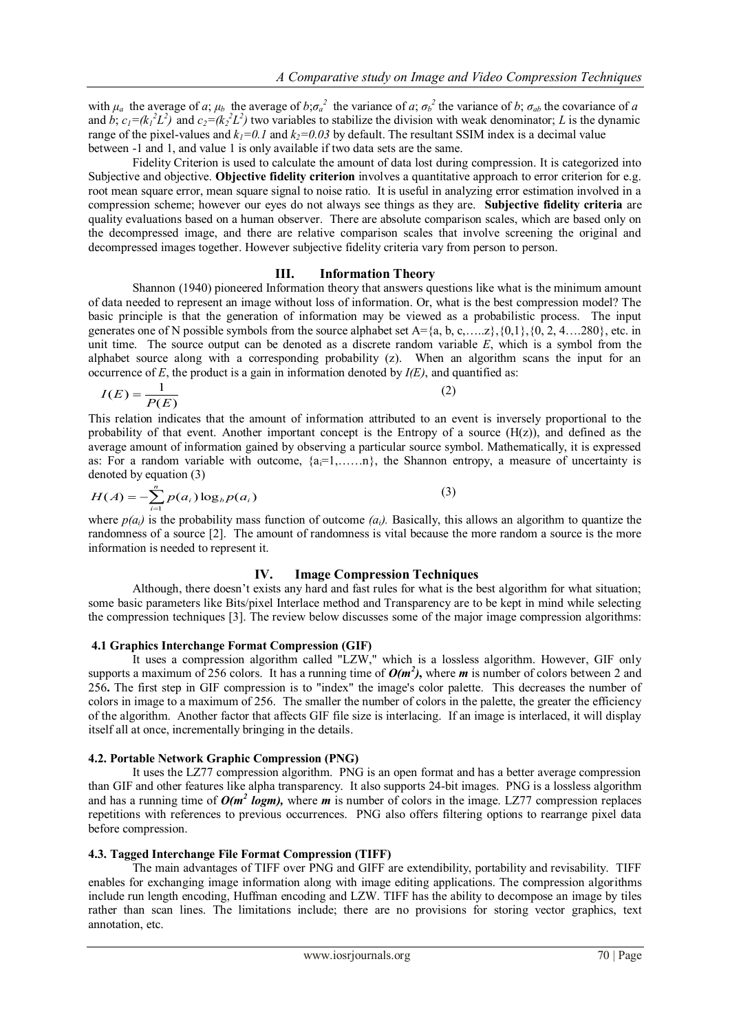with $\mu_a$ the average of $a$; $\mu_b$ the average of $b$; $\sigma_a^2$ the variance of $a$; $\sigma_b^2$ the variance of $b$; $\sigma_{ab}$ the covariance of $a$ and $b$; $c_1=(k_1^2L^2)$ and $c_2=(k_2^2L^2)$ two variables to stabilize the division with weak denominator; $L$ is the dynamic range of the pixel-values and $k_1=0.1$ and $k_2=0.03$ by default. The resultant SSIM index is a decimal value between -1 and 1, and value 1 is only available if two data sets are the same.

Fidelity Criterion is used to calculate the amount of data lost during compression. It is categorized into Subjective and objective. **Objective fidelity criterion** involves a quantitative approach to error criterion for e.g. root mean square error, mean square signal to noise ratio. It is useful in analyzing error estimation involved in a compression scheme; however our eyes do not always see things as they are. **Subjective fidelity criteria** are quality evaluations based on a human observer. There are absolute comparison scales, which are based only on the decompressed image, and there are relative comparison scales that involve screening the original and decompressed images together. However subjective fidelity criteria vary from person to person.

## III. Information Theory

Shannon (1940) pioneered Information theory that answers questions like what is the minimum amount of data needed to represent an image without loss of information. Or, what is the best compression model? The basic principle is that the generation of information may be viewed as a probabilistic process. The input generates one of N possible symbols from the source alphabet set A={a, b, c,…..z},{0,1},{0, 2, 4….280}, etc. in unit time. The source output can be denoted as a discrete random variable $E$, which is a symbol from the alphabet source along with a corresponding probability (z). When an algorithm scans the input for an occurrence of $E$, the product is a gain in information denoted by $I(E)$, and quantified as:

$$I(E) = \frac{1}{P(E)} \tag{2}$$

This relation indicates that the amount of information attributed to an event is inversely proportional to the probability of that event. Another important concept is the Entropy of a source (H(z)), and defined as the average amount of information gained by observing a particular source symbol. Mathematically, it is expressed as: For a random variable with outcome, $\{a_i=1,\ldots\ldots n\}$, the Shannon entropy, a measure of uncertainty is denoted by equation (3)

$$H(A) = -\sum_{i=1}^{n} p(a_i)\log_b p(a_i) \tag{3}$$

where $p(a_i)$ is the probability mass function of outcome $(a_i)$. Basically, this allows an algorithm to quantize the randomness of a source [2]. The amount of randomness is vital because the more random a source is the more information is needed to represent it.

## IV. Image Compression Techniques

Although, there doesn't exists any hard and fast rules for what is the best algorithm for what situation; some basic parameters like Bits/pixel Interlace method and Transparency are to be kept in mind while selecting the compression techniques [3]. The review below discusses some of the major image compression algorithms:

### 4.1 Graphics Interchange Format Compression (GIF)

It uses a compression algorithm called "LZW," which is a lossless algorithm. However, GIF only supports a maximum of 256 colors. It has a running time of $O(m^2)$, where $m$ is number of colors between 2 and 256**.** The first step in GIF compression is to "index" the image's color palette. This decreases the number of colors in image to a maximum of 256. The smaller the number of colors in the palette, the greater the efficiency of the algorithm. Another factor that affects GIF file size is interlacing. If an image is interlaced, it will display itself all at once, incrementally bringing in the details.

### 4.2. Portable Network Graphic Compression (PNG)

It uses the LZ77 compression algorithm. PNG is an open format and has a better average compression than GIF and other features like alpha transparency. It also supports 24-bit images. PNG is a lossless algorithm and has a running time of $O(m^2 \log m)$, where $m$ is number of colors in the image. LZ77 compression replaces repetitions with references to previous occurrences. PNG also offers filtering options to rearrange pixel data before compression.

### 4.3. Tagged Interchange File Format Compression (TIFF)

The main advantages of TIFF over PNG and GIFF are extendibility, portability and revisability. TIFF enables for exchanging image information along with image editing applications. The compression algorithms include run length encoding, Huffman encoding and LZW. TIFF has the ability to decompose an image by tiles rather than scan lines. The limitations include; there are no provisions for storing vector graphics, text annotation, etc.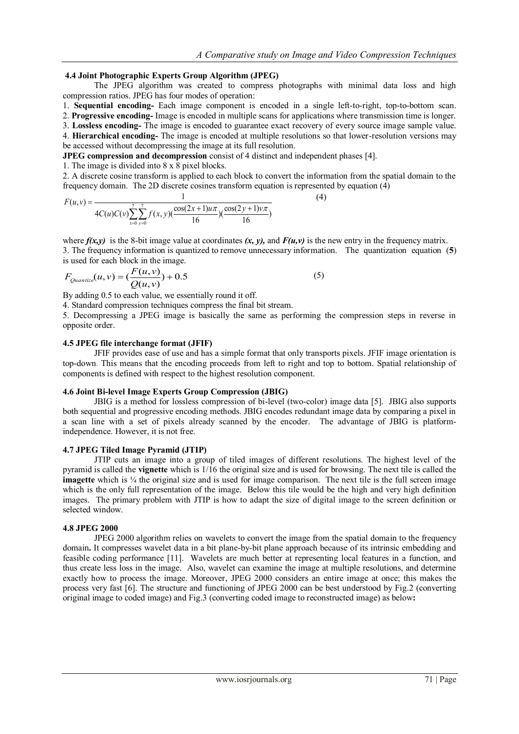### 4.4 Joint Photographic Experts Group Algorithm (JPEG)

The JPEG algorithm was created to compress photographs with minimal data loss and high compression ratios. JPEG has four modes of operation:

1. **Sequential encoding-** Each image component is encoded in a single left-to-right, top-to-bottom scan.
2. **Progressive encoding-** Image is encoded in multiple scans for applications where transmission time is longer.
3. **Lossless encoding-** The image is encoded to guarantee exact recovery of every source image sample value.
4. **Hierarchical encoding-** The image is encoded at multiple resolutions so that lower-resolution versions may be accessed without decompressing the image at its full resolution.

**JPEG compression and decompression** consist of 4 distinct and independent phases [4].

1. The image is divided into 8 x 8 pixel blocks.
2. A discrete cosine transform is applied to each block to convert the information from the spatial domain to the frequency domain. The 2D discrete cosines transform equation is represented by equation (4)

$$F(u,v) = \frac{1}{4C(u)C(v)\sum_{x=0}^{7}\sum_{y=0}^{7} f(x,y)(\frac{\cos(2x+1)u\pi}{16})(\frac{\cos(2y+1)v\pi}{16})} \quad (4)$$

where $f(x,y)$ is the 8-bit image value at coordinates $(x, y)$, and $F(u,v)$ is the new entry in the frequency matrix.

3. The frequency information is quantized to remove unnecessary information. The quantization equation (**5**) is used for each block in the image.

$$F_{Quantize}(u,v) = (\frac{F(u,v)}{Q(u,v)}) + 0.5 \quad (5)$$

By adding 0.5 to each value, we essentially round it off.

4. Standard compression techniques compress the final bit stream.
5. Decompressing a JPEG image is basically the same as performing the compression steps in reverse in opposite order.

### 4.5 JPEG file interchange format (JFIF)

JFIF provides ease of use and has a simple format that only transports pixels. JFIF image orientation is top-down. This means that the encoding proceeds from left to right and top to bottom. Spatial relationship of components is defined with respect to the highest resolution component.

### 4.6 Joint Bi-level Image Experts Group Compression (JBIG)

JBIG is a method for lossless compression of bi-level (two-color) image data [5]. JBIG also supports both sequential and progressive encoding methods. JBIG encodes redundant image data by comparing a pixel in a scan line with a set of pixels already scanned by the encoder. The advantage of JBIG is platform-independence. However, it is not free.

### 4.7 JPEG Tiled Image Pyramid (JTIP)

JTIP cuts an image into a group of tiled images of different resolutions. The highest level of the pyramid is called the **vignette** which is 1/16 the original size and is used for browsing. The next tile is called the **imagette** which is ¼ the original size and is used for image comparison. The next tile is the full screen image which is the only full representation of the image. Below this tile would be the high and very high definition images. The primary problem with JTIP is how to adapt the size of digital image to the screen definition or selected window.

### 4.8 JPEG 2000

JPEG 2000 algorithm relies on wavelets to convert the image from the spatial domain to the frequency domain**.** It compresses wavelet data in a bit plane-by-bit plane approach because of its intrinsic embedding and feasible coding performance [11]. Wavelets are much better at representing local features in a function, and thus create less loss in the image. Also, wavelet can examine the image at multiple resolutions, and determine exactly how to process the image. Moreover, JPEG 2000 considers an entire image at once; this makes the process very fast [6]. The structure and functioning of JPEG 2000 can be best understood by Fig.2 (converting original image to coded image) and Fig.3 (converting coded image to reconstructed image) as below**:**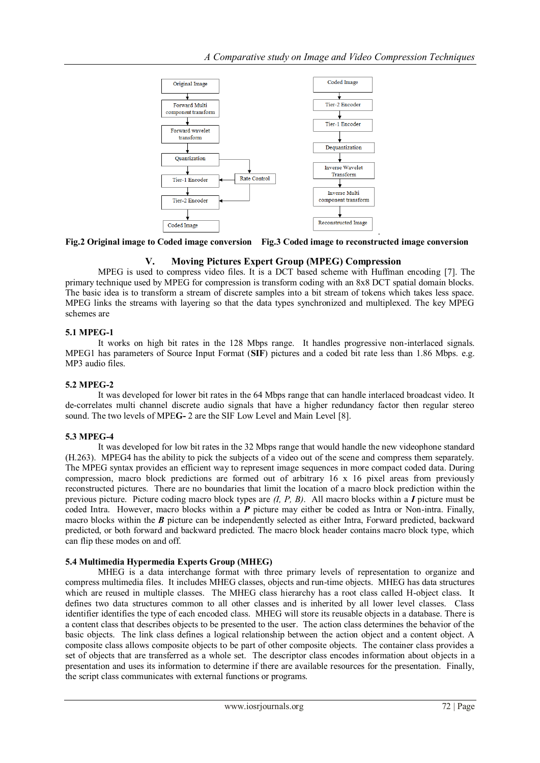Fig.2 Original image to Coded image conversion Fig.3 Coded image to reconstructed image conversion

## V. Moving Pictures Expert Group (MPEG) Compression

MPEG is used to compress video files. It is a DCT based scheme with Huffman encoding [7]. The primary technique used by MPEG for compression is transform coding with an 8x8 DCT spatial domain blocks. The basic idea is to transform a stream of discrete samples into a bit stream of tokens which takes less space. MPEG links the streams with layering so that the data types synchronized and multiplexed. The key MPEG schemes are

### 5.1 MPEG-1

It works on high bit rates in the 128 Mbps range. It handles progressive non-interlaced signals. MPEG1 has parameters of Source Input Format (**SIF**) pictures and a coded bit rate less than 1.86 Mbps. e.g. MP3 audio files.

### 5.2 MPEG-2

It was developed for lower bit rates in the 64 Mbps range that can handle interlaced broadcast video. It de-correlates multi channel discrete audio signals that have a higher redundancy factor then regular stereo sound. The two levels of MPE**G-** 2 are the SIF Low Level and Main Level [8].

### 5.3 MPEG-4

It was developed for low bit rates in the 32 Mbps range that would handle the new videophone standard (H.263). MPEG4 has the ability to pick the subjects of a video out of the scene and compress them separately. The MPEG syntax provides an efficient way to represent image sequences in more compact coded data. During compression, macro block predictions are formed out of arbitrary 16 x 16 pixel areas from previously reconstructed pictures. There are no boundaries that limit the location of a macro block prediction within the previous picture. Picture coding macro block types are *(I, P, B)*. All macro blocks within a ***I*** picture must be coded Intra. However, macro blocks within a ***P*** picture may either be coded as Intra or Non-intra. Finally, macro blocks within the ***B*** picture can be independently selected as either Intra, Forward predicted, backward predicted, or both forward and backward predicted. The macro block header contains macro block type, which can flip these modes on and off.

### 5.4 Multimedia Hypermedia Experts Group (MHEG)

MHEG is a data interchange format with three primary levels of representation to organize and compress multimedia files. It includes MHEG classes, objects and run-time objects. MHEG has data structures which are reused in multiple classes. The MHEG class hierarchy has a root class called H-object class. It defines two data structures common to all other classes and is inherited by all lower level classes. Class identifier identifies the type of each encoded class. MHEG will store its reusable objects in a database. There is a content class that describes objects to be presented to the user. The action class determines the behavior of the basic objects. The link class defines a logical relationship between the action object and a content object. A composite class allows composite objects to be part of other composite objects. The container class provides a set of objects that are transferred as a whole set. The descriptor class encodes information about objects in a presentation and uses its information to determine if there are available resources for the presentation. Finally, the script class communicates with external functions or programs.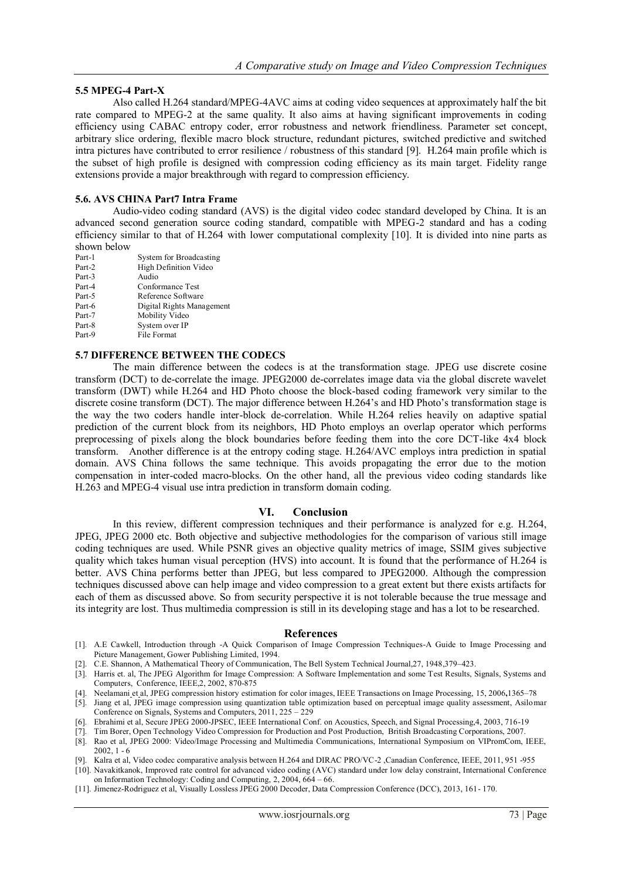### 5.5 MPEG-4 Part-X

Also called H.264 standard/MPEG-4AVC aims at coding video sequences at approximately half the bit rate compared to MPEG-2 at the same quality. It also aims at having significant improvements in coding efficiency using CABAC entropy coder, error robustness and network friendliness. Parameter set concept, arbitrary slice ordering, flexible macro block structure, redundant pictures, switched predictive and switched intra pictures have contributed to error resilience / robustness of this standard [9]. H.264 main profile which is the subset of high profile is designed with compression coding efficiency as its main target. Fidelity range extensions provide a major breakthrough with regard to compression efficiency.

### 5.6. AVS CHINA Part7 Intra Frame

Audio-video coding standard (AVS) is the digital video codec standard developed by China. It is an advanced second generation source coding standard, compatible with MPEG-2 standard and has a coding efficiency similar to that of H.264 with lower computational complexity [10]. It is divided into nine parts as shown below

| | |
|---|---|
| Part-1 | System for Broadcasting |
| Part-2 | High Definition Video |
| Part-3 | Audio |
| Part-4 | Conformance Test |
| Part-5 | Reference Software |
| Part-6 | Digital Rights Management |
| Part-7 | Mobility Video |
| Part-8 | System over IP |
| Part-9 | File Format |

### 5.7 DIFFERENCE BETWEEN THE CODECS

The main difference between the codecs is at the transformation stage. JPEG use discrete cosine transform (DCT) to de-correlate the image. JPEG2000 de-correlates image data via the global discrete wavelet transform (DWT) while H.264 and HD Photo choose the block-based coding framework very similar to the discrete cosine transform (DCT). The major difference between H.264's and HD Photo's transformation stage is the way the two coders handle inter-block de-correlation. While H.264 relies heavily on adaptive spatial prediction of the current block from its neighbors, HD Photo employs an overlap operator which performs preprocessing of pixels along the block boundaries before feeding them into the core DCT-like 4x4 block transform. Another difference is at the entropy coding stage. H.264/AVC employs intra prediction in spatial domain. AVS China follows the same technique. This avoids propagating the error due to the motion compensation in inter-coded macro-blocks. On the other hand, all the previous video coding standards like H.263 and MPEG-4 visual use intra prediction in transform domain coding.

## VI. Conclusion

In this review, different compression techniques and their performance is analyzed for e.g. H.264, JPEG, JPEG 2000 etc. Both objective and subjective methodologies for the comparison of various still image coding techniques are used. While PSNR gives an objective quality metrics of image, SSIM gives subjective quality which takes human visual perception (HVS) into account. It is found that the performance of H.264 is better. AVS China performs better than JPEG, but less compared to JPEG2000. Although the compression techniques discussed above can help image and video compression to a great extent but there exists artifacts for each of them as discussed above. So from security perspective it is not tolerable because the true message and its integrity are lost. Thus multimedia compression is still in its developing stage and has a lot to be researched.

## References

[1]. A.E Cawkell, Introduction through -A Quick Comparison of Image Compression Techniques-A Guide to Image Processing and Picture Management, Gower Publishing Limited, 1994.

[2]. C.E. Shannon, A Mathematical Theory of Communication, The Bell System Technical Journal,27, 1948,379–423.

[3]. Harris et. al, The JPEG Algorithm for Image Compression: A Software Implementation and some Test Results, Signals, Systems and Computers, Conference, IEEE,2, 2002, 870-875

[4]. Neelamani et al, JPEG compression history estimation for color images, IEEE Transactions on Image Processing, 15, 2006,1365–78

[5]. Jiang et al, JPEG image compression using quantization table optimization based on perceptual image quality assessment, Asilomar Conference on Signals, Systems and Computers, 2011, 225 – 229

[6]. Ebrahimi et al, Secure JPEG 2000-JPSEC, IEEE International Conf. on Acoustics, Speech, and Signal Processing,4, 2003, 716-19

[7]. Tim Borer, Open Technology Video Compression for Production and Post Production, British Broadcasting Corporations, 2007.

[8]. Rao et al, JPEG 2000: Video/Image Processing and Multimedia Communications, International Symposium on VIPromCom, IEEE, 2002, 1 - 6

[9]. Kalra et al, Video codec comparative analysis between H.264 and DIRAC PRO/VC-2 ,Canadian Conference, IEEE, 2011, 951 -955

[10]. Navakitkanok, Improved rate control for advanced video coding (AVC) standard under low delay constraint, International Conference on Information Technology: Coding and Computing, 2, 2004, 664 – 66.

[11]. Jimenez-Rodriguez et al, Visually Lossless JPEG 2000 Decoder, Data Compression Conference (DCC), 2013, 161- 170.